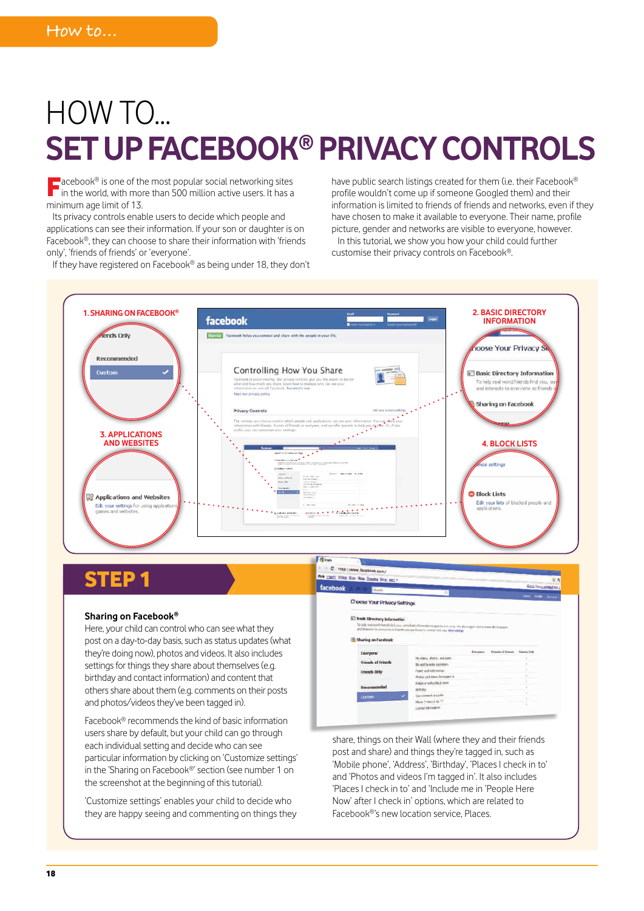# HOW TO...
# SET UP FACEBOOK® PRIVACY CONTROLS

Facebook® is one of the most popular social networking sites in the world, with more than 500 million active users. It has a minimum age limit of 13.

Its privacy controls enable users to decide which people and applications can see their information. If your son or daughter is on Facebook®, they can choose to share their information with 'friends only', 'friends of friends' or 'everyone'.

If they have registered on Facebook® as being under 18, they don't have public search listings created for them (i.e. their Facebook® profile wouldn't come up if someone Googled them) and their information is limited to friends of friends and networks, even if they have chosen to make it available to everyone. Their name, profile picture, gender and networks are visible to everyone, however.

In this tutorial, we show you how your child could further customise their privacy controls on Facebook®.

1. SHARING ON FACEBOOK®

2. BASIC DIRECTORY INFORMATION

3. APPLICATIONS AND WEBSITES

4. BLOCK LISTS

## STEP 1

### Sharing on Facebook®

Here, your child can control who can see what they post on a day-to-day basis, such as status updates (what they're doing now), photos and videos. It also includes settings for things they share about themselves (e.g. birthday and contact information) and content that others share about them (e.g. comments on their posts and photos/videos they've been tagged in).

Facebook® recommends the kind of basic information users share by default, but your child can go through each individual setting and decide who can see particular information by clicking on 'Customize settings' in the 'Sharing on Facebook®' section (see number 1 on the screenshot at the beginning of this tutorial).

'Customize settings' enables your child to decide who they are happy seeing and commenting on things they share, things on their Wall (where they and their friends post and share) and things they're tagged in, such as 'Mobile phone', 'Address', 'Birthday', 'Places I check in to' and 'Photos and videos I'm tagged in'. It also includes 'Places I check in to' and 'Include me in 'People Here Now' after I check in' options, which are related to Facebook®'s new location service, Places.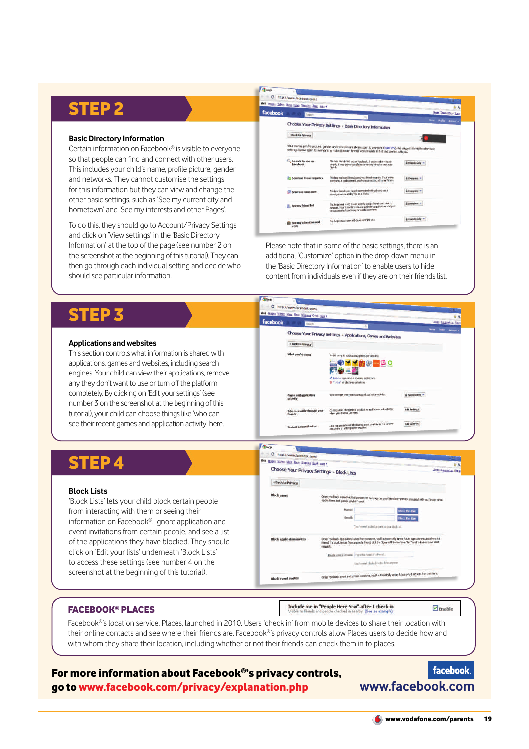## STEP 2

### Basic Directory Information

Certain information on Facebook® is visible to everyone so that people can find and connect with other users. This includes your child's name, profile picture, gender and networks. They cannot customise the settings for this information but they can view and change the other basic settings, such as 'See my current city and hometown' and 'See my interests and other Pages'.

To do this, they should go to Account/Privacy Settings and click on 'View settings' in the 'Basic Directory Information' at the top of the page (see number 2 on the screenshot at the beginning of this tutorial). They can then go through each individual setting and decide who should see particular information.

Please note that in some of the basic settings, there is an additional 'Customize' option in the drop-down menu in the 'Basic Directory Information' to enable users to hide content from individuals even if they are on their friends list.

## STEP 3

### Applications and websites

This section controls what information is shared with applications, games and websites, including search engines. Your child can view their applications, remove any they don't want to use or turn off the platform completely. By clicking on 'Edit your settings' (see number 3 on the screenshot at the beginning of this tutorial), your child can choose things like 'who can see their recent games and application activity' here.

## STEP 4

### Block Lists

'Block Lists' lets your child block certain people from interacting with them or seeing their information on Facebook®, ignore application and event invitations from certain people, and see a list of the applications they have blocked. They should click on 'Edit your lists' underneath 'Block Lists' to access these settings (see number 4 on the screenshot at the beginning of this tutorial).

## FACEBOOK® PLACES

Include me in "People Here Now" after I check in
Visible to friends and people checked in nearby (See an example) ☑ Enable

Facebook®'s location service, Places, launched in 2010. Users 'check in' from mobile devices to share their location with their online contacts and see where their friends are. Facebook®'s privacy controls allow Places users to decide how and with whom they share their location, including whether or not their friends can check them in to places.

**For more information about Facebook®'s privacy controls, go to www.facebook.com/privacy/explanation.php**

facebook
**www.facebook.com**

www.vodafone.com/parents